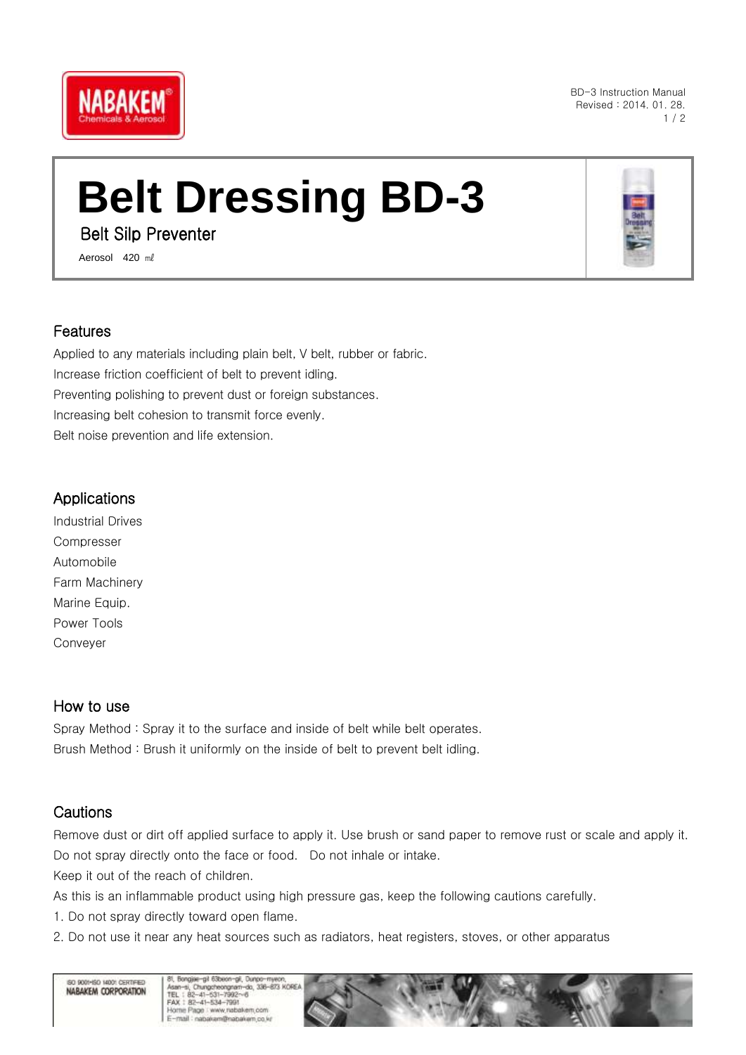# Belt Dressing BD-3

Belt Silp Preventer

Aerosol 420 ㎖

## Features

Applied to any materials including plain belt, V belt, rubber or fabric.
Increase friction coefficient of belt to prevent idling.
Preventing polishing to prevent dust or foreign substances.
Increasing belt cohesion to transmit force evenly.
Belt noise prevention and life extension.

## Applications

Industrial Drives
Compresser
Automobile
Farm Machinery
Marine Equip.
Power Tools
Conveyer

## How to use

Spray Method : Spray it to the surface and inside of belt while belt operates.
Brush Method : Brush it uniformly on the inside of belt to prevent belt idling.

## Cautions

Remove dust or dirt off applied surface to apply it. Use brush or sand paper to remove rust or scale and apply it.
Do not spray directly onto the face or food. Do not inhale or intake.
Keep it out of the reach of children.
As this is an inflammable product using high pressure gas, keep the following cautions carefully.

1. Do not spray directly toward open flame.
2. Do not use it near any heat sources such as radiators, heat registers, stoves, or other apparatus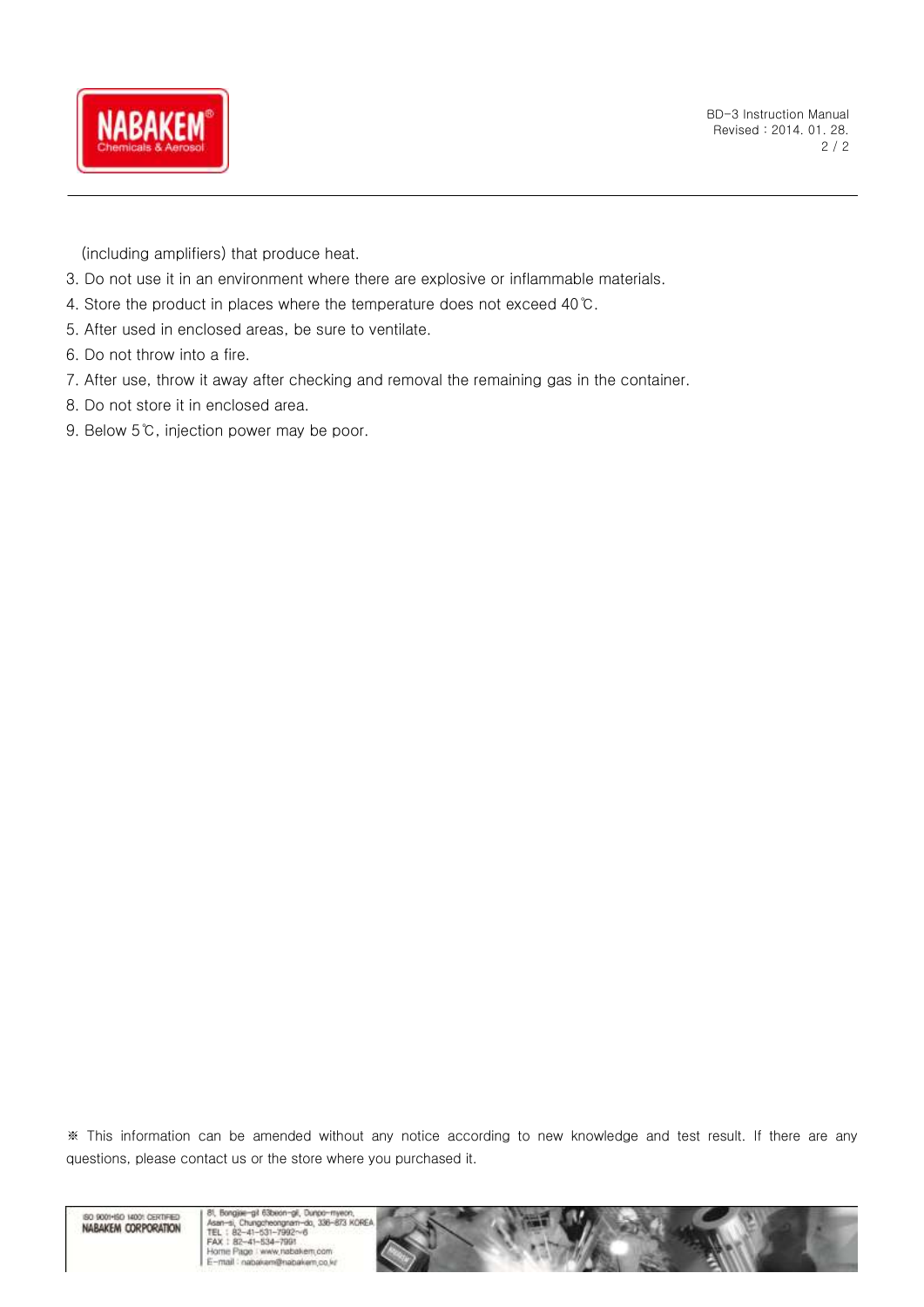(including amplifiers) that produce heat.

3. Do not use it in an environment where there are explosive or inflammable materials.
4. Store the product in places where the temperature does not exceed 40℃.
5. After used in enclosed areas, be sure to ventilate.
6. Do not throw into a fire.
7. After use, throw it away after checking and removal the remaining gas in the container.
8. Do not store it in enclosed area.
9. Below 5℃, injection power may be poor.

※ This information can be amended without any notice according to new knowledge and test result. If there are any questions, please contact us or the store where you purchased it.